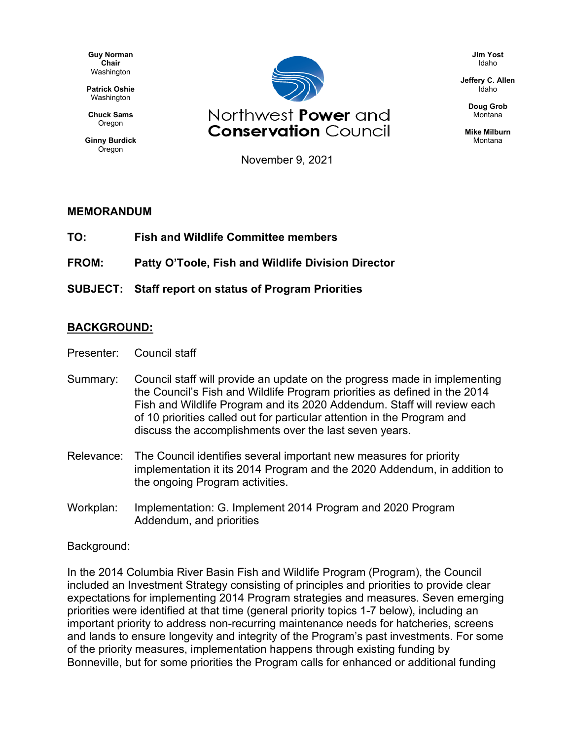**Guy Norman**
**Chair**
Washington

**Patrick Oshie**
Washington

**Chuck Sams**
Oregon

**Ginny Burdick**
Oregon

Northwest **Power** and
**Conservation** Council

**Jim Yost**
Idaho

**Jeffery C. Allen**
Idaho

**Doug Grob**
Montana

**Mike Milburn**
Montana

November 9, 2021

**MEMORANDUM**

**TO:** **Fish and Wildlife Committee members**

**FROM:** **Patty O'Toole, Fish and Wildlife Division Director**

**SUBJECT:** **Staff report on status of Program Priorities**

## BACKGROUND:

Presenter: Council staff

Summary: Council staff will provide an update on the progress made in implementing the Council's Fish and Wildlife Program priorities as defined in the 2014 Fish and Wildlife Program and its 2020 Addendum. Staff will review each of 10 priorities called out for particular attention in the Program and discuss the accomplishments over the last seven years.

Relevance: The Council identifies several important new measures for priority implementation it its 2014 Program and the 2020 Addendum, in addition to the ongoing Program activities.

Workplan: Implementation: G. Implement 2014 Program and 2020 Program Addendum, and priorities

Background:

In the 2014 Columbia River Basin Fish and Wildlife Program (Program), the Council included an Investment Strategy consisting of principles and priorities to provide clear expectations for implementing 2014 Program strategies and measures. Seven emerging priorities were identified at that time (general priority topics 1-7 below), including an important priority to address non-recurring maintenance needs for hatcheries, screens and lands to ensure longevity and integrity of the Program's past investments. For some of the priority measures, implementation happens through existing funding by Bonneville, but for some priorities the Program calls for enhanced or additional funding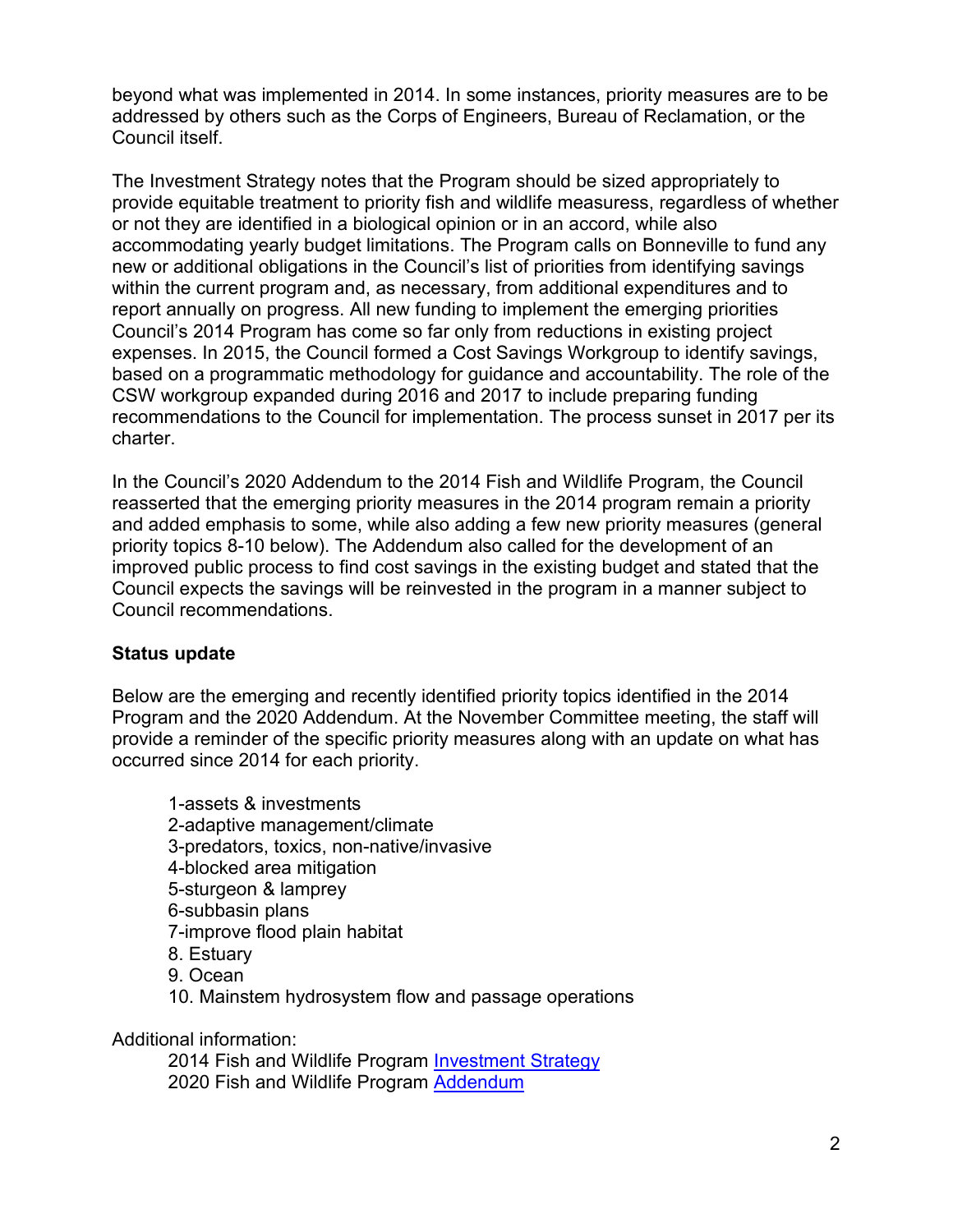beyond what was implemented in 2014. In some instances, priority measures are to be addressed by others such as the Corps of Engineers, Bureau of Reclamation, or the Council itself.

The Investment Strategy notes that the Program should be sized appropriately to provide equitable treatment to priority fish and wildlife measuress, regardless of whether or not they are identified in a biological opinion or in an accord, while also accommodating yearly budget limitations. The Program calls on Bonneville to fund any new or additional obligations in the Council's list of priorities from identifying savings within the current program and, as necessary, from additional expenditures and to report annually on progress. All new funding to implement the emerging priorities Council's 2014 Program has come so far only from reductions in existing project expenses. In 2015, the Council formed a Cost Savings Workgroup to identify savings, based on a programmatic methodology for guidance and accountability. The role of the CSW workgroup expanded during 2016 and 2017 to include preparing funding recommendations to the Council for implementation. The process sunset in 2017 per its charter.

In the Council's 2020 Addendum to the 2014 Fish and Wildlife Program, the Council reasserted that the emerging priority measures in the 2014 program remain a priority and added emphasis to some, while also adding a few new priority measures (general priority topics 8-10 below). The Addendum also called for the development of an improved public process to find cost savings in the existing budget and stated that the Council expects the savings will be reinvested in the program in a manner subject to Council recommendations.

**Status update**

Below are the emerging and recently identified priority topics identified in the 2014 Program and the 2020 Addendum. At the November Committee meeting, the staff will provide a reminder of the specific priority measures along with an update on what has occurred since 2014 for each priority.

1-assets & investments
2-adaptive management/climate
3-predators, toxics, non-native/invasive
4-blocked area mitigation
5-sturgeon & lamprey
6-subbasin plans
7-improve flood plain habitat
8. Estuary
9. Ocean
10. Mainstem hydrosystem flow and passage operations

Additional information:

2014 Fish and Wildlife Program [Investment Strategy]
2020 Fish and Wildlife Program [Addendum]